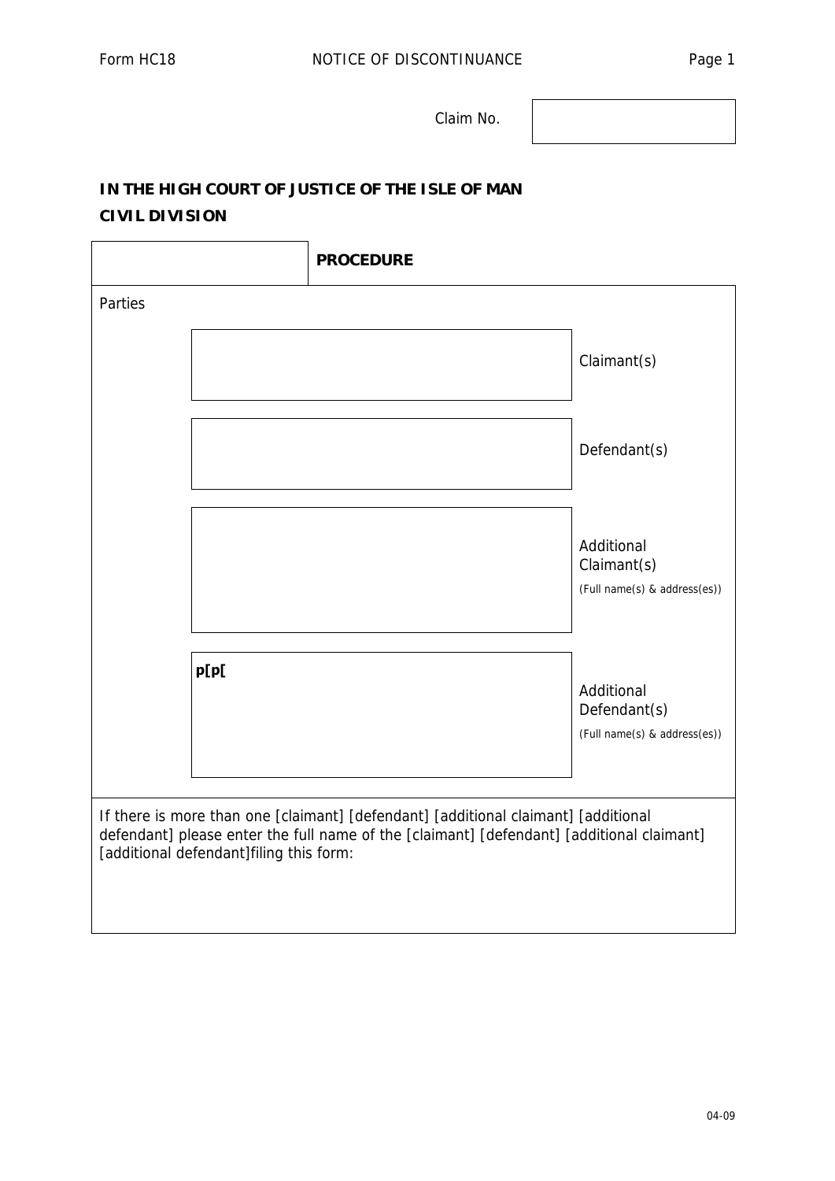Form HC18 NOTICE OF DISCONTINUANCE

| Claim No. | |
|---|---|

**IN THE HIGH COURT OF JUSTICE OF THE ISLE OF MAN**
**CIVIL DIVISION**

| | **PROCEDURE** | |
|---|---|---|
| Parties | | |
| | | Claimant(s) |
| | | Defendant(s) |
| | | Additional Claimant(s) (Full name(s) & address(es)) |
| | **p[p[** | Additional Defendant(s) (Full name(s) & address(es)) |

If there is more than one [claimant] [defendant] [additional claimant] [additional defendant] please enter the full name of the [claimant] [defendant] [additional claimant] [additional defendant]filing this form:

04-09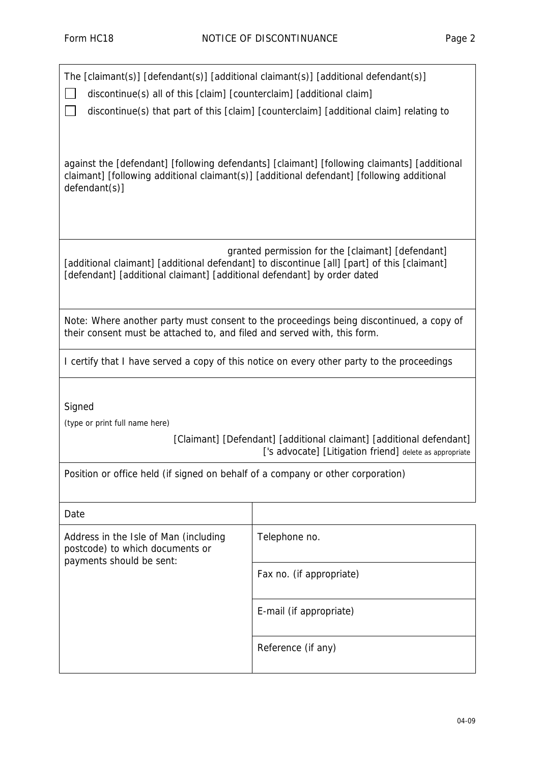The [claimant(s)] [defendant(s)] [additional claimant(s)] [additional defendant(s)]

☐ discontinue(s) all of this [claim] [counterclaim] [additional claim]

☐ discontinue(s) that part of this [claim] [counterclaim] [additional claim] relating to

against the [defendant] [following defendants] [claimant] [following claimants] [additional claimant] [following additional claimant(s)] [additional defendant] [following additional defendant(s)]

granted permission for the [claimant] [defendant] [additional claimant] [additional defendant] to discontinue [all] [part] of this [claimant] [defendant] [additional claimant] [additional defendant] by order dated

Note: Where another party must consent to the proceedings being discontinued, a copy of their consent must be attached to, and filed and served with, this form.

I certify that I have served a copy of this notice on every other party to the proceedings

Signed

(type or print full name here)

[Claimant] [Defendant] [additional claimant] [additional defendant] ['s advocate] [Litigation friend] delete as appropriate

Position or office held (if signed on behalf of a company or other corporation)

| | |
|---|---|
| Date | |
| Address in the Isle of Man (including postcode) to which documents or payments should be sent: | Telephone no. |
| | Fax no. (if appropriate) |
| | E-mail (if appropriate) |
| | Reference (if any) |

04-09